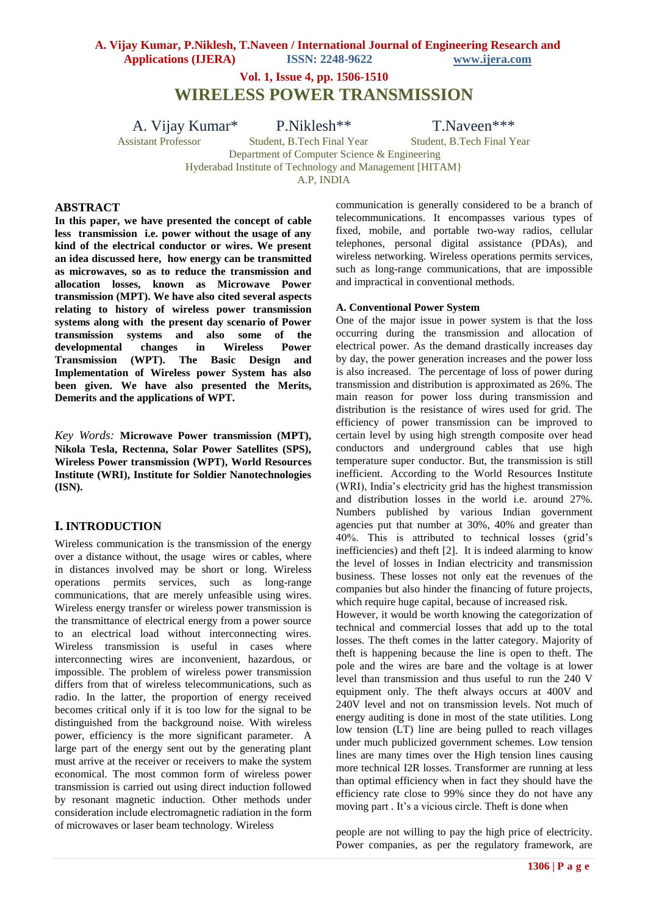# WIRELESS POWER TRANSMISSION

A. Vijay Kumar* &nbsp;&nbsp;&nbsp; P.Niklesh** &nbsp;&nbsp;&nbsp; T.Naveen***

Assistant Professor &nbsp;&nbsp;&nbsp; Student, B.Tech Final Year &nbsp;&nbsp;&nbsp; Student, B.Tech Final Year

Department of Computer Science & Engineering
Hyderabad Institute of Technology and Management [HITAM}
A.P, INDIA

## ABSTRACT

**In this paper, we have presented the concept of cable less transmission i.e. power without the usage of any kind of the electrical conductor or wires. We present an idea discussed here, how energy can be transmitted as microwaves, so as to reduce the transmission and allocation losses, known as Microwave Power transmission (MPT). We have also cited several aspects relating to history of wireless power transmission systems along with the present day scenario of Power transmission systems and also some of the developmental changes in Wireless Power Transmission (WPT). The Basic Design and Implementation of Wireless power System has also been given. We have also presented the Merits, Demerits and the applications of WPT.**

*Key Words:* **Microwave Power transmission (MPT), Nikola Tesla, Rectenna, Solar Power Satellites (SPS), Wireless Power transmission (WPT), World Resources Institute (WRI), Institute for Soldier Nanotechnologies (ISN).**

## I. INTRODUCTION

Wireless communication is the transmission of the energy over a distance without, the usage wires or cables, where in distances involved may be short or long. Wireless operations permits services, such as long-range communications, that are merely unfeasible using wires. Wireless energy transfer or wireless power transmission is the transmittance of electrical energy from a power source to an electrical load without interconnecting wires. Wireless transmission is useful in cases where interconnecting wires are inconvenient, hazardous, or impossible. The problem of wireless power transmission differs from that of wireless telecommunications, such as radio. In the latter, the proportion of energy received becomes critical only if it is too low for the signal to be distinguished from the background noise. With wireless power, efficiency is the more significant parameter. A large part of the energy sent out by the generating plant must arrive at the receiver or receivers to make the system economical. The most common form of wireless power transmission is carried out using direct induction followed by resonant magnetic induction. Other methods under consideration include electromagnetic radiation in the form of microwaves or laser beam technology. Wireless communication is generally considered to be a branch of telecommunications. It encompasses various types of fixed, mobile, and portable two-way radios, cellular telephones, personal digital assistance (PDAs), and wireless networking. Wireless operations permits services, such as long-range communications, that are impossible and impractical in conventional methods.

### A. Conventional Power System

One of the major issue in power system is that the loss occurring during the transmission and allocation of electrical power. As the demand drastically increases day by day, the power generation increases and the power loss is also increased. The percentage of loss of power during transmission and distribution is approximated as 26%. The main reason for power loss during transmission and distribution is the resistance of wires used for grid. The efficiency of power transmission can be improved to certain level by using high strength composite over head conductors and underground cables that use high temperature super conductor. But, the transmission is still inefficient. According to the World Resources Institute (WRI), India's electricity grid has the highest transmission and distribution losses in the world i.e. around 27%. Numbers published by various Indian government agencies put that number at 30%, 40% and greater than 40%. This is attributed to technical losses (grid's inefficiencies) and theft [2]. It is indeed alarming to know the level of losses in Indian electricity and transmission business. These losses not only eat the revenues of the companies but also hinder the financing of future projects, which require huge capital, because of increased risk.

However, it would be worth knowing the categorization of technical and commercial losses that add up to the total losses. The theft comes in the latter category. Majority of theft is happening because the line is open to theft. The pole and the wires are bare and the voltage is at lower level than transmission and thus useful to run the 240 V equipment only. The theft always occurs at 400V and 240V level and not on transmission levels. Not much of energy auditing is done in most of the state utilities. Long low tension (LT) line are being pulled to reach villages under much publicized government schemes. Low tension lines are many times over the High tension lines causing more technical I2R losses. Transformer are running at less than optimal efficiency when in fact they should have the efficiency rate close to 99% since they do not have any moving part . It's a vicious circle. Theft is done when people are not willing to pay the high price of electricity. Power companies, as per the regulatory framework, are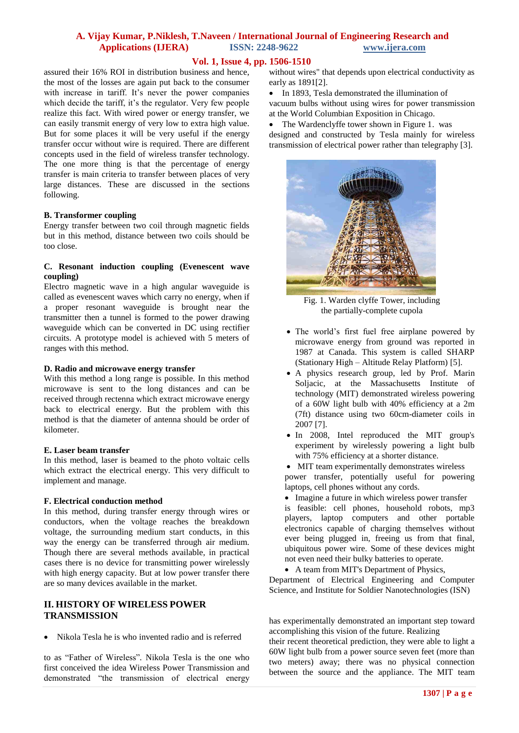assured their 16% ROI in distribution business and hence, the most of the losses are again put back to the consumer with increase in tariff. It's never the power companies which decide the tariff, it's the regulator. Very few people realize this fact. With wired power or energy transfer, we can easily transmit energy of very low to extra high value. But for some places it will be very useful if the energy transfer occur without wire is required. There are different concepts used in the field of wireless transfer technology. The one more thing is that the percentage of energy transfer is main criteria to transfer between places of very large distances. These are discussed in the sections following.

### B. Transformer coupling

Energy transfer between two coil through magnetic fields but in this method, distance between two coils should be too close.

### C. Resonant induction coupling (Evenescent wave coupling)

Electro magnetic wave in a high angular waveguide is called as evenescent waves which carry no energy, when if a proper resonant waveguide is brought near the transmitter then a tunnel is formed to the power drawing waveguide which can be converted in DC using rectifier circuits. A prototype model is achieved with 5 meters of ranges with this method.

### D. Radio and microwave energy transfer

With this method a long range is possible. In this method microwave is sent to the long distances and can be received through rectenna which extract microwave energy back to electrical energy. But the problem with this method is that the diameter of antenna should be order of kilometer.

### E. Laser beam transfer

In this method, laser is beamed to the photo voltaic cells which extract the electrical energy. This very difficult to implement and manage.

### F. Electrical conduction method

In this method, during transfer energy through wires or conductors, when the voltage reaches the breakdown voltage, the surrounding medium start conducts, in this way the energy can be transferred through air medium. Though there are several methods available, in practical cases there is no device for transmitting power wirelessly with high energy capacity. But at low power transfer there are so many devices available in the market.

## II. HISTORY OF WIRELESS POWER TRANSMISSION

- Nikola Tesla he is who invented radio and is referred

to as "Father of Wireless". Nikola Tesla is the one who first conceived the idea Wireless Power Transmission and demonstrated "the transmission of electrical energy without wires" that depends upon electrical conductivity as early as 1891[2].

- In 1893, Tesla demonstrated the illumination of vacuum bulbs without using wires for power transmission at the World Columbian Exposition in Chicago.
- The Wardenclyffe tower shown in Figure 1. was designed and constructed by Tesla mainly for wireless transmission of electrical power rather than telegraphy [3].

Fig. 1. Warden clyffe Tower, including the partially-complete cupola

- The world's first fuel free airplane powered by microwave energy from ground was reported in 1987 at Canada. This system is called SHARP (Stationary High – Altitude Relay Platform) [5].
- A physics research group, led by Prof. Marin Soljacic, at the Massachusetts Institute of technology (MIT) demonstrated wireless powering of a 60W light bulb with 40% efficiency at a 2m (7ft) distance using two 60cm-diameter coils in 2007 [7].
- In 2008, Intel reproduced the MIT group's experiment by wirelessly powering a light bulb with 75% efficiency at a shorter distance.
- MIT team experimentally demonstrates wireless power transfer, potentially useful for powering laptops, cell phones without any cords.
- Imagine a future in which wireless power transfer is feasible: cell phones, household robots, mp3 players, laptop computers and other portable electronics capable of charging themselves without ever being plugged in, freeing us from that final, ubiquitous power wire. Some of these devices might not even need their bulky batteries to operate.
- A team from MIT's Department of Physics, Department of Electrical Engineering and Computer Science, and Institute for Soldier Nanotechnologies (ISN)

has experimentally demonstrated an important step toward accomplishing this vision of the future. Realizing their recent theoretical prediction, they were able to light a 60W light bulb from a power source seven feet (more than two meters) away; there was no physical connection between the source and the appliance. The MIT team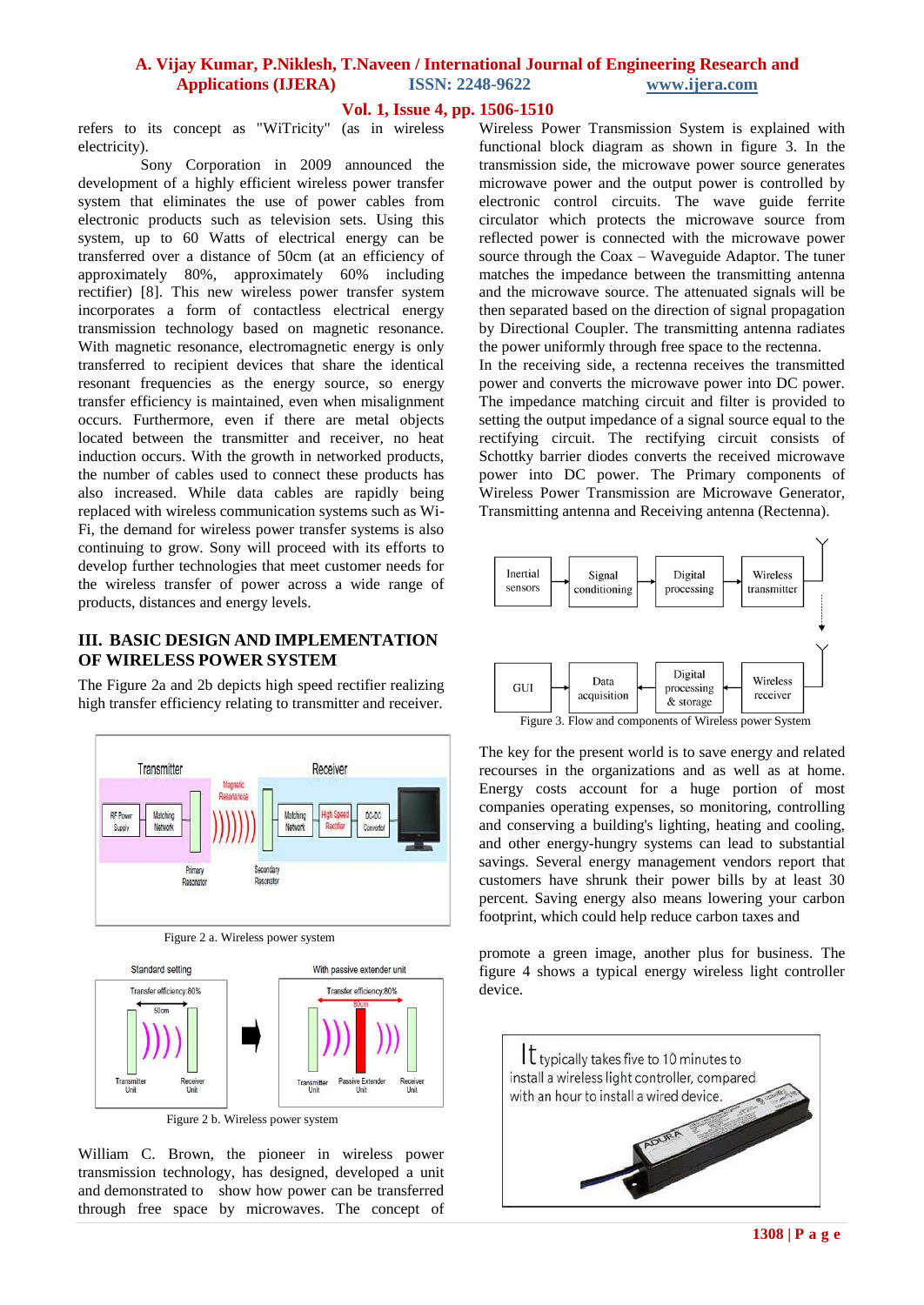refers to its concept as "WiTricity" (as in wireless electricity).

Sony Corporation in 2009 announced the development of a highly efficient wireless power transfer system that eliminates the use of power cables from electronic products such as television sets. Using this system, up to 60 Watts of electrical energy can be transferred over a distance of 50cm (at an efficiency of approximately 80%, approximately 60% including rectifier) [8]. This new wireless power transfer system incorporates a form of contactless electrical energy transmission technology based on magnetic resonance. With magnetic resonance, electromagnetic energy is only transferred to recipient devices that share the identical resonant frequencies as the energy source, so energy transfer efficiency is maintained, even when misalignment occurs. Furthermore, even if there are metal objects located between the transmitter and receiver, no heat induction occurs. With the growth in networked products, the number of cables used to connect these products has also increased. While data cables are rapidly being replaced with wireless communication systems such as Wi-Fi, the demand for wireless power transfer systems is also continuing to grow. Sony will proceed with its efforts to develop further technologies that meet customer needs for the wireless transfer of power across a wide range of products, distances and energy levels.

## III. BASIC DESIGN AND IMPLEMENTATION OF WIRELESS POWER SYSTEM

The Figure 2a and 2b depicts high speed rectifier realizing high transfer efficiency relating to transmitter and receiver.

Figure 2 a. Wireless power system

Figure 2 b. Wireless power system

William C. Brown, the pioneer in wireless power transmission technology, has designed, developed a unit and demonstrated to show how power can be transferred through free space by microwaves. The concept of Wireless Power Transmission System is explained with functional block diagram as shown in figure 3. In the transmission side, the microwave power source generates microwave power and the output power is controlled by electronic control circuits. The wave guide ferrite circulator which protects the microwave source from reflected power is connected with the microwave power source through the Coax – Waveguide Adaptor. The tuner matches the impedance between the transmitting antenna and the microwave source. The attenuated signals will be then separated based on the direction of signal propagation by Directional Coupler. The transmitting antenna radiates the power uniformly through free space to the rectenna.

In the receiving side, a rectenna receives the transmitted power and converts the microwave power into DC power. The impedance matching circuit and filter is provided to setting the output impedance of a signal source equal to the rectifying circuit. The rectifying circuit consists of Schottky barrier diodes converts the received microwave power into DC power. The Primary components of Wireless Power Transmission are Microwave Generator, Transmitting antenna and Receiving antenna (Rectenna).

Figure 3. Flow and components of Wireless power System

The key for the present world is to save energy and related recourses in the organizations and as well as at home. Energy costs account for a huge portion of most companies operating expenses, so monitoring, controlling and conserving a building's lighting, heating and cooling, and other energy-hungry systems can lead to substantial savings. Several energy management vendors report that customers have shrunk their power bills by at least 30 percent. Saving energy also means lowering your carbon footprint, which could help reduce carbon taxes and promote a green image, another plus for business. The figure 4 shows a typical energy wireless light controller device.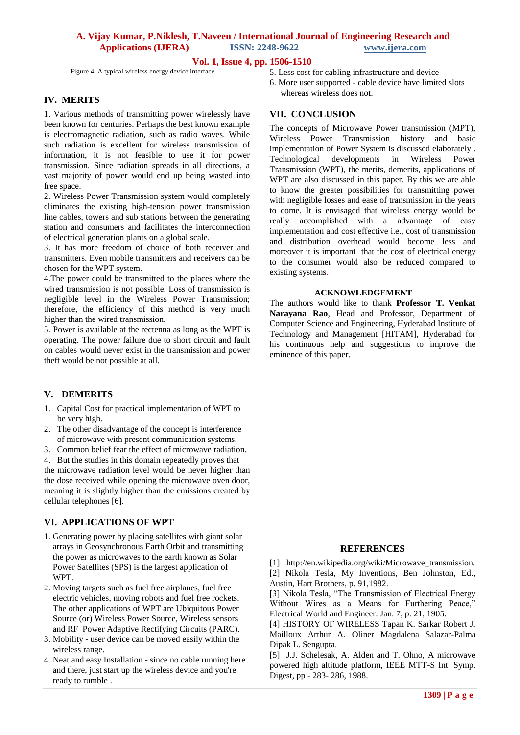Figure 4. A typical wireless energy device interface

## IV. MERITS

1. Various methods of transmitting power wirelessly have been known for centuries. Perhaps the best known example is electromagnetic radiation, such as radio waves. While such radiation is excellent for wireless transmission of information, it is not feasible to use it for power transmission. Since radiation spreads in all directions, a vast majority of power would end up being wasted into free space.

2. Wireless Power Transmission system would completely eliminates the existing high-tension power transmission line cables, towers and sub stations between the generating station and consumers and facilitates the interconnection of electrical generation plants on a global scale.

3. It has more freedom of choice of both receiver and transmitters. Even mobile transmitters and receivers can be chosen for the WPT system.

4.The power could be transmitted to the places where the wired transmission is not possible. Loss of transmission is negligible level in the Wireless Power Transmission; therefore, the efficiency of this method is very much higher than the wired transmission.

5. Power is available at the rectenna as long as the WPT is operating. The power failure due to short circuit and fault on cables would never exist in the transmission and power theft would be not possible at all.

## V. DEMERITS

1. Capital Cost for practical implementation of WPT to be very high.
2. The other disadvantage of the concept is interference of microwave with present communication systems.
3. Common belief fear the effect of microwave radiation.

4. But the studies in this domain repeatedly proves that the microwave radiation level would be never higher than the dose received while opening the microwave oven door, meaning it is slightly higher than the emissions created by cellular telephones [6].

## VI. APPLICATIONS OF WPT

1. Generating power by placing satellites with giant solar arrays in Geosynchronous Earth Orbit and transmitting the power as microwaves to the earth known as Solar Power Satellites (SPS) is the largest application of WPT.
2. Moving targets such as fuel free airplanes, fuel free electric vehicles, moving robots and fuel free rockets. The other applications of WPT are Ubiquitous Power Source (or) Wireless Power Source, Wireless sensors and RF Power Adaptive Rectifying Circuits (PARC).
3. Mobility - user device can be moved easily within the wireless range.
4. Neat and easy Installation - since no cable running here and there, just start up the wireless device and you're ready to rumble .
5. Less cost for cabling infrastructure and device
6. More user supported - cable device have limited slots whereas wireless does not.

## VII. CONCLUSION

The concepts of Microwave Power transmission (MPT), Wireless Power Transmission history and basic implementation of Power System is discussed elaborately . Technological developments in Wireless Power Transmission (WPT), the merits, demerits, applications of WPT are also discussed in this paper. By this we are able to know the greater possibilities for transmitting power with negligible losses and ease of transmission in the years to come. It is envisaged that wireless energy would be really accomplished with a advantage of easy implementation and cost effective i.e., cost of transmission and distribution overhead would become less and moreover it is important that the cost of electrical energy to the consumer would also be reduced compared to existing systems.

## ACKNOWLEDGEMENT

The authors would like to thank **Professor T. Venkat Narayana Rao**, Head and Professor, Department of Computer Science and Engineering, Hyderabad Institute of Technology and Management [HITAM], Hyderabad for his continuous help and suggestions to improve the eminence of this paper.

## REFERENCES

[1] http://en.wikipedia.org/wiki/Microwave_transmission.

[2] Nikola Tesla, My Inventions, Ben Johnston, Ed., Austin, Hart Brothers, p. 91,1982.

[3] Nikola Tesla, "The Transmission of Electrical Energy Without Wires as a Means for Furthering Peace," Electrical World and Engineer. Jan. 7, p. 21, 1905.

[4] HISTORY OF WIRELESS Tapan K. Sarkar Robert J. Mailloux Arthur A. Oliner Magdalena Salazar-Palma Dipak L. Sengupta.

[5] J.J. Schelesak, A. Alden and T. Ohno, A microwave powered high altitude platform, IEEE MTT-S Int. Symp. Digest, pp - 283- 286, 1988.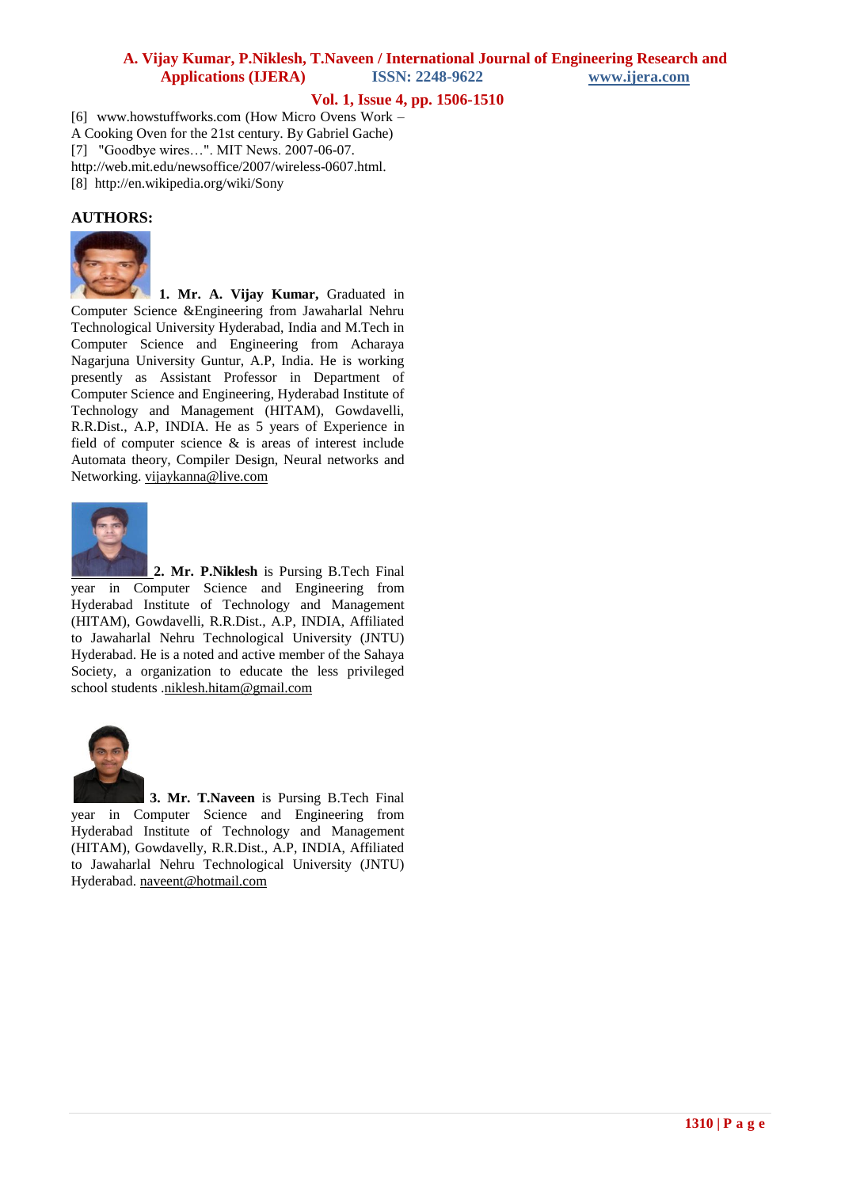[6] www.howstuffworks.com (How Micro Ovens Work – A Cooking Oven for the 21st century. By Gabriel Gache)

[7] "Goodbye wires…". MIT News. 2007-06-07. http://web.mit.edu/newsoffice/2007/wireless-0607.html.

[8] http://en.wikipedia.org/wiki/Sony

## AUTHORS:

**1. Mr. A. Vijay Kumar,** Graduated in Computer Science &Engineering from Jawaharlal Nehru Technological University Hyderabad, India and M.Tech in Computer Science and Engineering from Acharaya Nagarjuna University Guntur, A.P, India. He is working presently as Assistant Professor in Department of Computer Science and Engineering, Hyderabad Institute of Technology and Management (HITAM), Gowdavelli, R.R.Dist., A.P, INDIA. He as 5 years of Experience in field of computer science & is areas of interest include Automata theory, Compiler Design, Neural networks and Networking. vijaykanna@live.com

**2. Mr. P.Niklesh** is Pursing B.Tech Final year in Computer Science and Engineering from Hyderabad Institute of Technology and Management (HITAM), Gowdavelli, R.R.Dist., A.P, INDIA, Affiliated to Jawaharlal Nehru Technological University (JNTU) Hyderabad. He is a noted and active member of the Sahaya Society, a organization to educate the less privileged school students .niklesh.hitam@gmail.com

**3. Mr. T.Naveen** is Pursing B.Tech Final year in Computer Science and Engineering from Hyderabad Institute of Technology and Management (HITAM), Gowdavelly, R.R.Dist., A.P, INDIA, Affiliated to Jawaharlal Nehru Technological University (JNTU) Hyderabad. naveent@hotmail.com